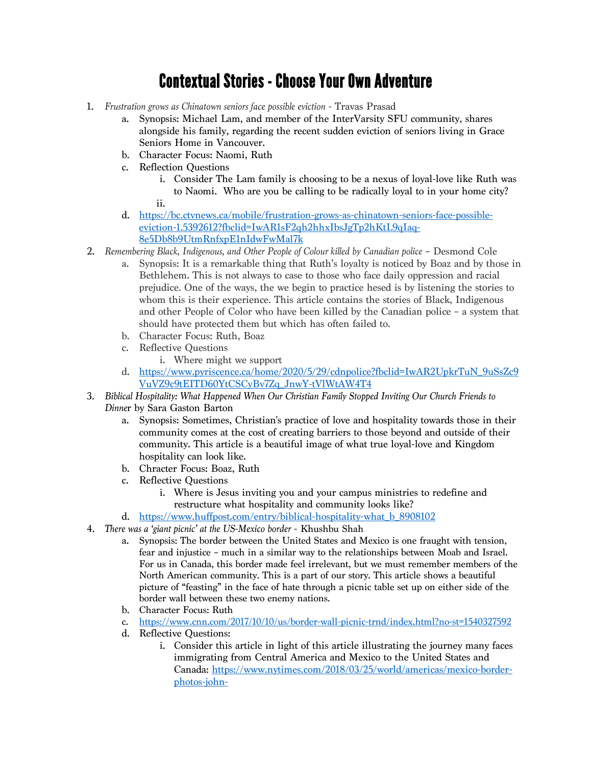# Contextual Stories - Choose Your Own Adventure

1. *Frustration grows as Chinatown seniors face possible eviction* - Travas Prasad
    a. Synopsis: Michael Lam, and member of the InterVarsity SFU community, shares alongside his family, regarding the recent sudden eviction of seniors living in Grace Seniors Home in Vancouver.
    b. Character Focus: Naomi, Ruth
    c. Reflection Questions
        i. Consider The Lam family is choosing to be a nexus of loyal-love like Ruth was to Naomi. Who are you be calling to be radically loyal to in your home city?
        ii.
    d. https://bc.ctvnews.ca/mobile/frustration-grows-as-chinatown-seniors-face-possible-eviction-1.5392612?fbclid=IwAR1sF2qh2hhxIbsJgTp2hKtL9qIaq-8e5Db8b9UtmRnfxpE1nIdwFwMal7k
2. *Remembering Black, Indigenous, and Other People of Colour killed by Canadian police* – Desmond Cole
    a. Synopsis: It is a remarkable thing that Ruth's loyalty is noticed by Boaz and by those in Bethlehem. This is not always to case to those who face daily oppression and racial prejudice. One of the ways, the we begin to practice hesed is by listening the stories to whom this is their experience. This article contains the stories of Black, Indigenous and other People of Color who have been killed by the Canadian police – a system that should have protected them but which has often failed to.
    b. Character Focus: Ruth, Boaz
    c. Reflective Questions
        i. Where might we support
    d. https://www.pyriscence.ca/home/2020/5/29/cdnpolice?fbclid=IwAR2UpkrTuN_9uSsZc9VuVZ9c9tEITD60YtCSCyBv7Zq_JnwY-tVlWtAW4T4
3. *Biblical Hospitality: What Happened When Our Christian Family Stopped Inviting Our Church Friends to Dinner* by Sara Gaston Barton
    a. Synopsis: Sometimes, Christian's practice of love and hospitality towards those in their community comes at the cost of creating barriers to those beyond and outside of their community. This article is a beautiful image of what true loyal-love and Kingdom hospitality can look like.
    b. Chracter Focus: Boaz, Ruth
    c. Reflective Questions
        i. Where is Jesus inviting you and your campus ministries to redefine and restructure what hospitality and community looks like?
    d. https://www.huffpost.com/entry/biblical-hospitality-what_b_8908102
4. *There was a 'giant picnic' at the US-Mexico border* - Khushbu Shah
    a. Synopsis: The border between the United States and Mexico is one fraught with tension, fear and injustice – much in a similar way to the relationships between Moab and Israel. For us in Canada, this border made feel irrelevant, but we must remember members of the North American community. This is a part of our story. This article shows a beautiful picture of "feasting" in the face of hate through a picnic table set up on either side of the border wall between these two enemy nations.
    b. Character Focus: Ruth
    c. https://www.cnn.com/2017/10/10/us/border-wall-picnic-trnd/index.html?no-st=1540327592
    d. Reflective Questions:
        i. Consider this article in light of this article illustrating the journey many faces immigrating from Central America and Mexico to the United States and Canada: https://www.nytimes.com/2018/03/25/world/americas/mexico-border-photos-john-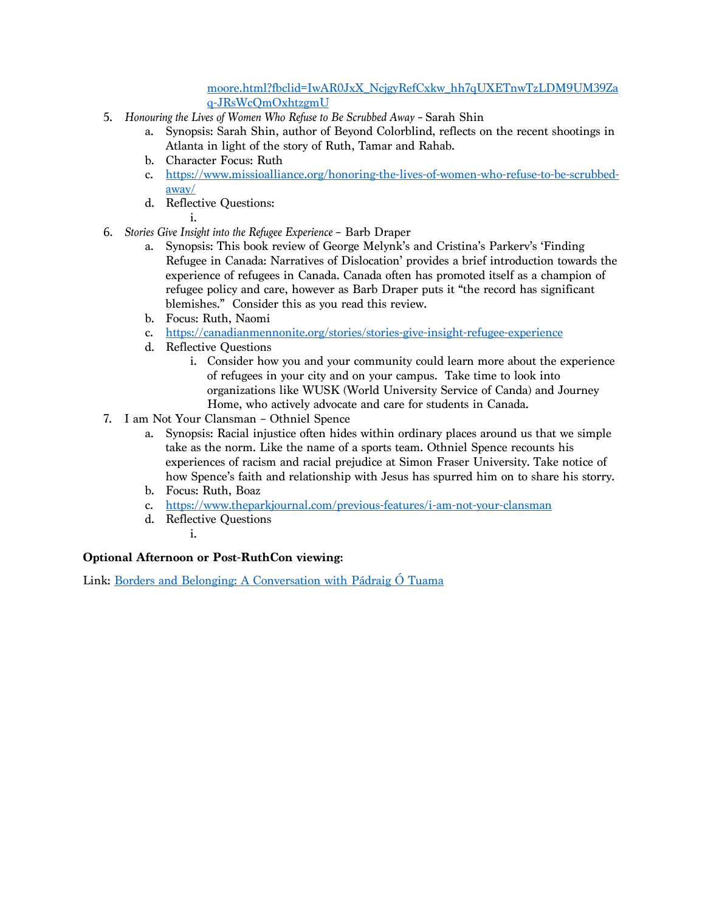moore.html?fbclid=IwAR0JxX_NcjgyRefCxkw_hh7qUXETnwTzLDM9UM39Zaq-JRsWcQmOxhtzgmU

5. *Honouring the Lives of Women Who Refuse to Be Scrubbed Away* – Sarah Shin
    a. Synopsis: Sarah Shin, author of Beyond Colorblind, reflects on the recent shootings in Atlanta in light of the story of Ruth, Tamar and Rahab.
    b. Character Focus: Ruth
    c. https://www.missioalliance.org/honoring-the-lives-of-women-who-refuse-to-be-scrubbed-away/
    d. Reflective Questions:
        i.
6. *Stories Give Insight into the Refugee Experience* – Barb Draper
    a. Synopsis: This book review of George Melynk's and Cristina's Parkerv's 'Finding Refugee in Canada: Narratives of Dislocation' provides a brief introduction towards the experience of refugees in Canada. Canada often has promoted itself as a champion of refugee policy and care, however as Barb Draper puts it "the record has significant blemishes." Consider this as you read this review.
    b. Focus: Ruth, Naomi
    c. https://canadianmennonite.org/stories/stories-give-insight-refugee-experience
    d. Reflective Questions
        i. Consider how you and your community could learn more about the experience of refugees in your city and on your campus. Take time to look into organizations like WUSK (World University Service of Canda) and Journey Home, who actively advocate and care for students in Canada.
7. I am Not Your Clansman – Othniel Spence
    a. Synopsis: Racial injustice often hides within ordinary places around us that we simple take as the norm. Like the name of a sports team. Othniel Spence recounts his experiences of racism and racial prejudice at Simon Fraser University. Take notice of how Spence's faith and relationship with Jesus has spurred him on to share his storry.
    b. Focus: Ruth, Boaz
    c. https://www.theparkjournal.com/previous-features/i-am-not-your-clansman
    d. Reflective Questions
        i.

**Optional Afternoon or Post-RuthCon viewing:**

Link: Borders and Belonging: A Conversation with Pádraig Ó Tuama